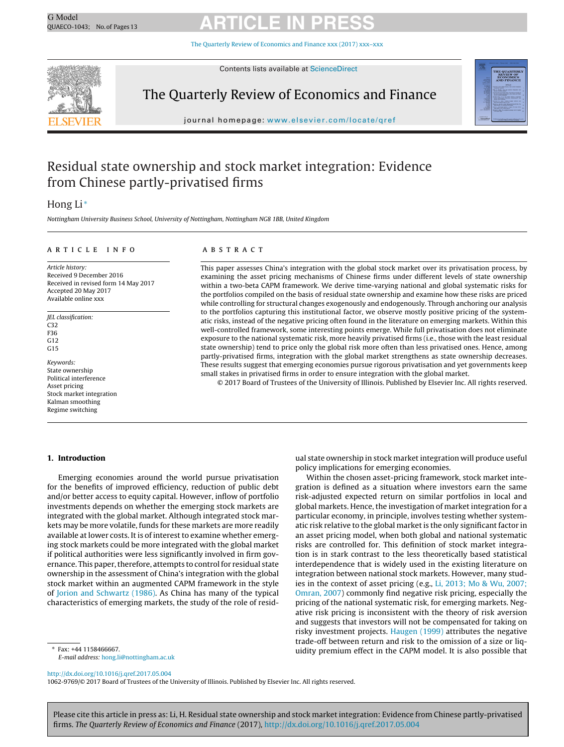# Residual state ownership and stock market integration: Evidence from Chinese partly-privatised firms

Hong Li *

*Nottingham University Business School, University of Nottingham, Nottingham NG8 1BB, United Kingdom*

---

**ARTICLE INFO**

*Article history:*
Received 9 December 2016
Received in revised form 14 May 2017
Accepted 20 May 2017
Available online xxx

*JEL classification:*
C32
F36
G12
G15

*Keywords:*
State ownership
Political interference
Asset pricing
Stock market integration
Kalman smoothing
Regime switching

**ABSTRACT**

This paper assesses China's integration with the global stock market over its privatisation process, by examining the asset pricing mechanisms of Chinese firms under different levels of state ownership within a two-beta CAPM framework. We derive time-varying national and global systematic risks for the portfolios compiled on the basis of residual state ownership and examine how these risks are priced while controlling for structural changes exogenously and endogenously. Through anchoring our analysis to the portfolios capturing this institutional factor, we observe mostly positive pricing of the systematic risks, instead of the negative pricing often found in the literature on emerging markets. Within this well-controlled framework, some interesting points emerge. While full privatisation does not eliminate exposure to the national systematic risk, more heavily privatised firms (i.e., those with the least residual state ownership) tend to price only the global risk more often than less privatised ones. Hence, among partly-privatised firms, integration with the global market strengthens as state ownership decreases. These results suggest that emerging economies pursue rigorous privatisation and yet governments keep small stakes in privatised firms in order to ensure integration with the global market.

© 2017 Board of Trustees of the University of Illinois. Published by Elsevier Inc. All rights reserved.

---

## 1. Introduction

Emerging economies around the world pursue privatisation for the benefits of improved efficiency, reduction of public debt and/or better access to equity capital. However, inflow of portfolio investments depends on whether the emerging stock markets are integrated with the global market. Although integrated stock markets may be more volatile, funds for these markets are more readily available at lower costs. It is of interest to examine whether emerging stock markets could be more integrated with the global market if political authorities were less significantly involved in firm governance. This paper, therefore, attempts to control for residual state ownership in the assessment of China's integration with the global stock market within an augmented CAPM framework in the style of Jorion and Schwartz (1986). As China has many of the typical characteristics of emerging markets, the study of the role of residual state ownership in stock market integration will produce useful policy implications for emerging economies.

Within the chosen asset-pricing framework, stock market integration is defined as a situation where investors earn the same risk-adjusted expected return on similar portfolios in local and global markets. Hence, the investigation of market integration for a particular economy, in principle, involves testing whether systematic risk relative to the global market is the only significant factor in an asset pricing model, when both global and national systematic risks are controlled for. This definition of stock market integration is in stark contrast to the less theoretically based statistical interdependence that is widely used in the existing literature on integration between national stock markets. However, many studies in the context of asset pricing (e.g., Li, 2013; Mo & Wu, 2007; Omran, 2007) commonly find negative risk pricing, especially the pricing of the national systematic risk, for emerging markets. Negative risk pricing is inconsistent with the theory of risk aversion and suggests that investors will not be compensated for taking on risky investment projects. Haugen (1999) attributes the negative trade-off between return and risk to the omission of a size or liquidity premium effect in the CAPM model. It is also possible that

---

* Fax: +44 1158466667.
*E-mail address:* hong.li@nottingham.ac.uk

http://dx.doi.org/10.1016/j.qref.2017.05.004
1062-9769/© 2017 Board of Trustees of the University of Illinois. Published by Elsevier Inc. All rights reserved.

Please cite this article in press as: Li, H. Residual state ownership and stock market integration: Evidence from Chinese partly-privatised firms. *The Quarterly Review of Economics and Finance* (2017), http://dx.doi.org/10.1016/j.qref.2017.05.004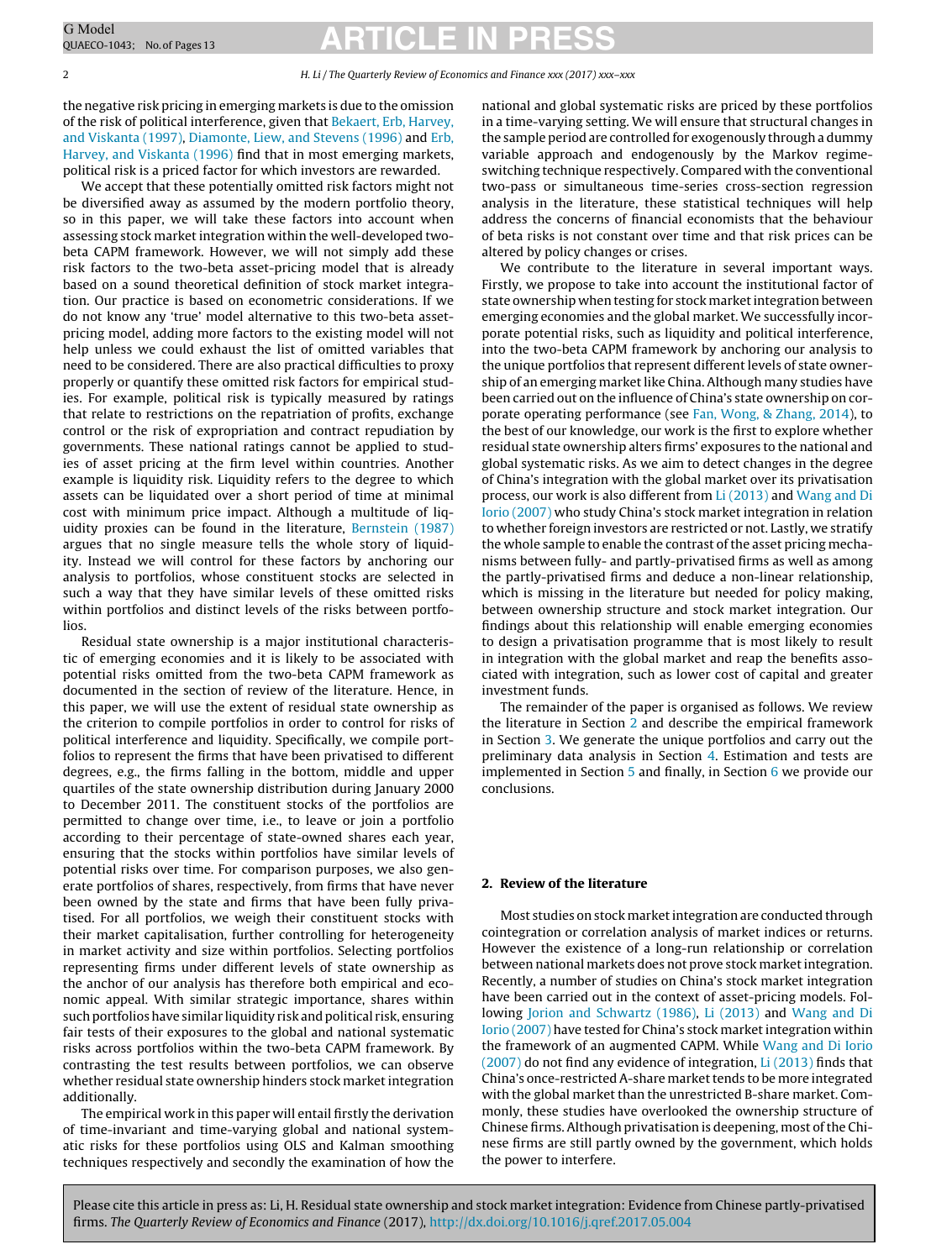the negative risk pricing in emerging markets is due to the omission of the risk of political interference, given that Bekaert, Erb, Harvey, and Viskanta (1997), Diamonte, Liew, and Stevens (1996) and Erb, Harvey, and Viskanta (1996) find that in most emerging markets, political risk is a priced factor for which investors are rewarded.

We accept that these potentially omitted risk factors might not be diversified away as assumed by the modern portfolio theory, so in this paper, we will take these factors into account when assessing stock market integration within the well-developed two-beta CAPM framework. However, we will not simply add these risk factors to the two-beta asset-pricing model that is already based on a sound theoretical definition of stock market integration. Our practice is based on econometric considerations. If we do not know any 'true' model alternative to this two-beta asset-pricing model, adding more factors to the existing model will not help unless we could exhaust the list of omitted variables that need to be considered. There are also practical difficulties to proxy properly or quantify these omitted risk factors for empirical studies. For example, political risk is typically measured by ratings that relate to restrictions on the repatriation of profits, exchange control or the risk of expropriation and contract repudiation by governments. These national ratings cannot be applied to studies of asset pricing at the firm level within countries. Another example is liquidity risk. Liquidity refers to the degree to which assets can be liquidated over a short period of time at minimal cost with minimum price impact. Although a multitude of liquidity proxies can be found in the literature, Bernstein (1987) argues that no single measure tells the whole story of liquidity. Instead we will control for these factors by anchoring our analysis to portfolios, whose constituent stocks are selected in such a way that they have similar levels of these omitted risks within portfolios and distinct levels of the risks between portfolios.

Residual state ownership is a major institutional characteristic of emerging economies and it is likely to be associated with potential risks omitted from the two-beta CAPM framework as documented in the section of review of the literature. Hence, in this paper, we will use the extent of residual state ownership as the criterion to compile portfolios in order to control for risks of political interference and liquidity. Specifically, we compile portfolios to represent the firms that have been privatised to different degrees, e.g., the firms falling in the bottom, middle and upper quartiles of the state ownership distribution during January 2000 to December 2011. The constituent stocks of the portfolios are permitted to change over time, i.e., to leave or join a portfolio according to their percentage of state-owned shares each year, ensuring that the stocks within portfolios have similar levels of potential risks over time. For comparison purposes, we also generate portfolios of shares, respectively, from firms that have never been owned by the state and firms that have been fully privatised. For all portfolios, we weigh their constituent stocks with their market capitalisation, further controlling for heterogeneity in market activity and size within portfolios. Selecting portfolios representing firms under different levels of state ownership as the anchor of our analysis has therefore both empirical and economic appeal. With similar strategic importance, shares within such portfolios have similar liquidity risk and political risk, ensuring fair tests of their exposures to the global and national systematic risks across portfolios within the two-beta CAPM framework. By contrasting the test results between portfolios, we can observe whether residual state ownership hinders stock market integration additionally.

The empirical work in this paper will entail firstly the derivation of time-invariant and time-varying global and national systematic risks for these portfolios using OLS and Kalman smoothing techniques respectively and secondly the examination of how the national and global systematic risks are priced by these portfolios in a time-varying setting. We will ensure that structural changes in the sample period are controlled for exogenously through a dummy variable approach and endogenously by the Markov regime-switching technique respectively. Compared with the conventional two-pass or simultaneous time-series cross-section regression analysis in the literature, these statistical techniques will help address the concerns of financial economists that the behaviour of beta risks is not constant over time and that risk prices can be altered by policy changes or crises.

We contribute to the literature in several important ways. Firstly, we propose to take into account the institutional factor of state ownership when testing for stock market integration between emerging economies and the global market. We successfully incorporate potential risks, such as liquidity and political interference, into the two-beta CAPM framework by anchoring our analysis to the unique portfolios that represent different levels of state ownership of an emerging market like China. Although many studies have been carried out on the influence of China's state ownership on corporate operating performance (see Fan, Wong, & Zhang, 2014), to the best of our knowledge, our work is the first to explore whether residual state ownership alters firms' exposures to the national and global systematic risks. As we aim to detect changes in the degree of China's integration with the global market over its privatisation process, our work is also different from Li (2013) and Wang and Di Iorio (2007) who study China's stock market integration in relation to whether foreign investors are restricted or not. Lastly, we stratify the whole sample to enable the contrast of the asset pricing mechanisms between fully- and partly-privatised firms as well as among the partly-privatised firms and deduce a non-linear relationship, which is missing in the literature but needed for policy making, between ownership structure and stock market integration. Our findings about this relationship will enable emerging economies to design a privatisation programme that is most likely to result in integration with the global market and reap the benefits associated with integration, such as lower cost of capital and greater investment funds.

The remainder of the paper is organised as follows. We review the literature in Section 2 and describe the empirical framework in Section 3. We generate the unique portfolios and carry out the preliminary data analysis in Section 4. Estimation and tests are implemented in Section 5 and finally, in Section 6 we provide our conclusions.

## 2. Review of the literature

Most studies on stock market integration are conducted through cointegration or correlation analysis of market indices or returns. However the existence of a long-run relationship or correlation between national markets does not prove stock market integration. Recently, a number of studies on China's stock market integration have been carried out in the context of asset-pricing models. Following Jorion and Schwartz (1986), Li (2013) and Wang and Di Iorio (2007) have tested for China's stock market integration within the framework of an augmented CAPM. While Wang and Di Iorio (2007) do not find any evidence of integration, Li (2013) finds that China's once-restricted A-share market tends to be more integrated with the global market than the unrestricted B-share market. Commonly, these studies have overlooked the ownership structure of Chinese firms. Although privatisation is deepening, most of the Chinese firms are still partly owned by the government, which holds the power to interfere.

Please cite this article in press as: Li, H. Residual state ownership and stock market integration: Evidence from Chinese partly-privatised firms. *The Quarterly Review of Economics and Finance* (2017), http://dx.doi.org/10.1016/j.qref.2017.05.004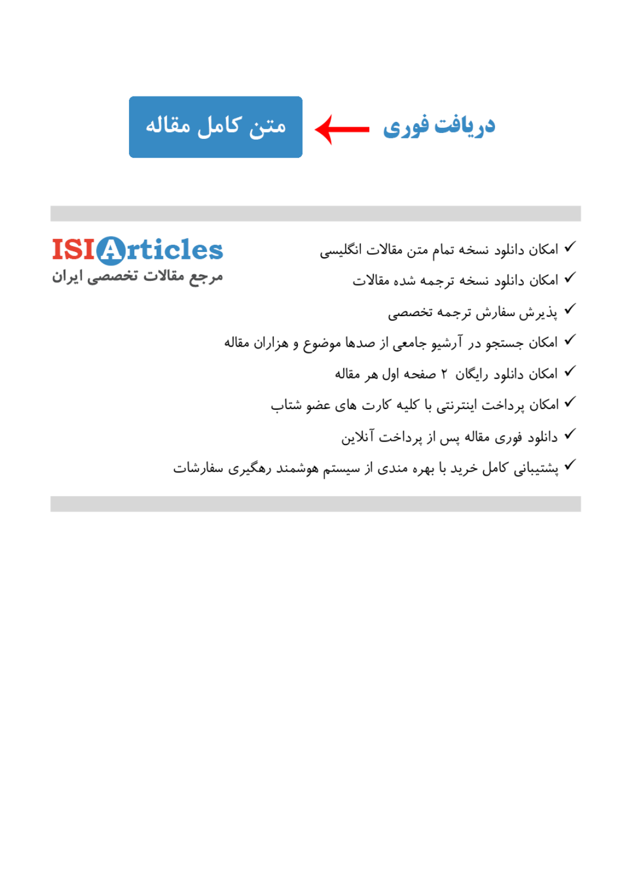دریافت فوری ← متن کامل مقاله

**ISIArticles**
مرجع مقالات تخصصی ایران

- ✓ امکان دانلود نسخه تمام متن مقالات انگلیسی
- ✓ امکان دانلود نسخه ترجمه شده مقالات
- ✓ پذیرش سفارش ترجمه تخصصی
- ✓ امکان جستجو در آرشیو جامعی از صدها موضوع و هزاران مقاله
- ✓ امکان دانلود رایگان ۲ صفحه اول هر مقاله
- ✓ امکان پرداخت اینترنتی با کلیه کارت های عضو شتاب
- ✓ دانلود فوری مقاله پس از پرداخت آنلاین
- ✓ پشتیبانی کامل خرید با بهره مندی از سیستم هوشمند رهگیری سفارشات